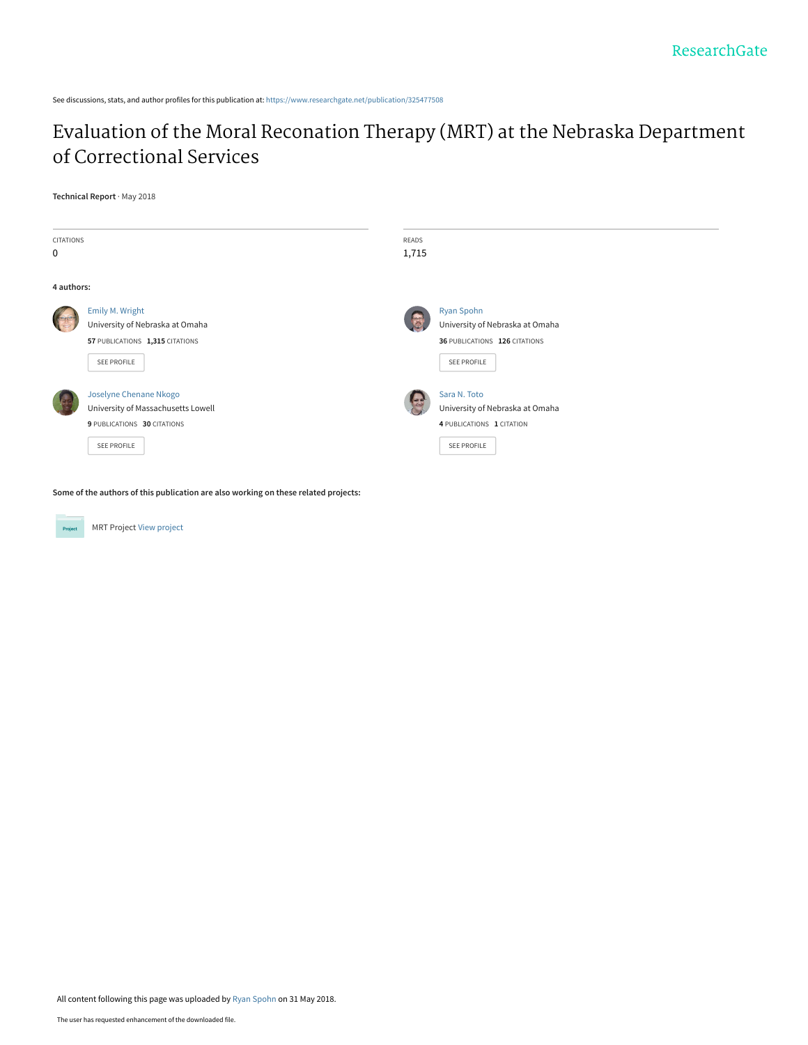ResearchGate

See discussions, stats, and author profiles for this publication at: https://www.researchgate.net/publication/325477508

# Evaluation of the Moral Reconation Therapy (MRT) at the Nebraska Department of Correctional Services

**Technical Report** · May 2018

| CITATIONS | READS |
|---|---|
| 0 | 1,715 |

**4 authors:**

**Emily M. Wright**
University of Nebraska at Omaha
57 PUBLICATIONS 1,315 CITATIONS
SEE PROFILE

**Ryan Spohn**
University of Nebraska at Omaha
36 PUBLICATIONS 126 CITATIONS
SEE PROFILE

**Joselyne Chenane Nkogo**
University of Massachusetts Lowell
9 PUBLICATIONS 30 CITATIONS
SEE PROFILE

**Sara N. Toto**
University of Nebraska at Omaha
4 PUBLICATIONS 1 CITATION
SEE PROFILE

**Some of the authors of this publication are also working on these related projects:**

MRT Project View project

All content following this page was uploaded by Ryan Spohn on 31 May 2018.

The user has requested enhancement of the downloaded file.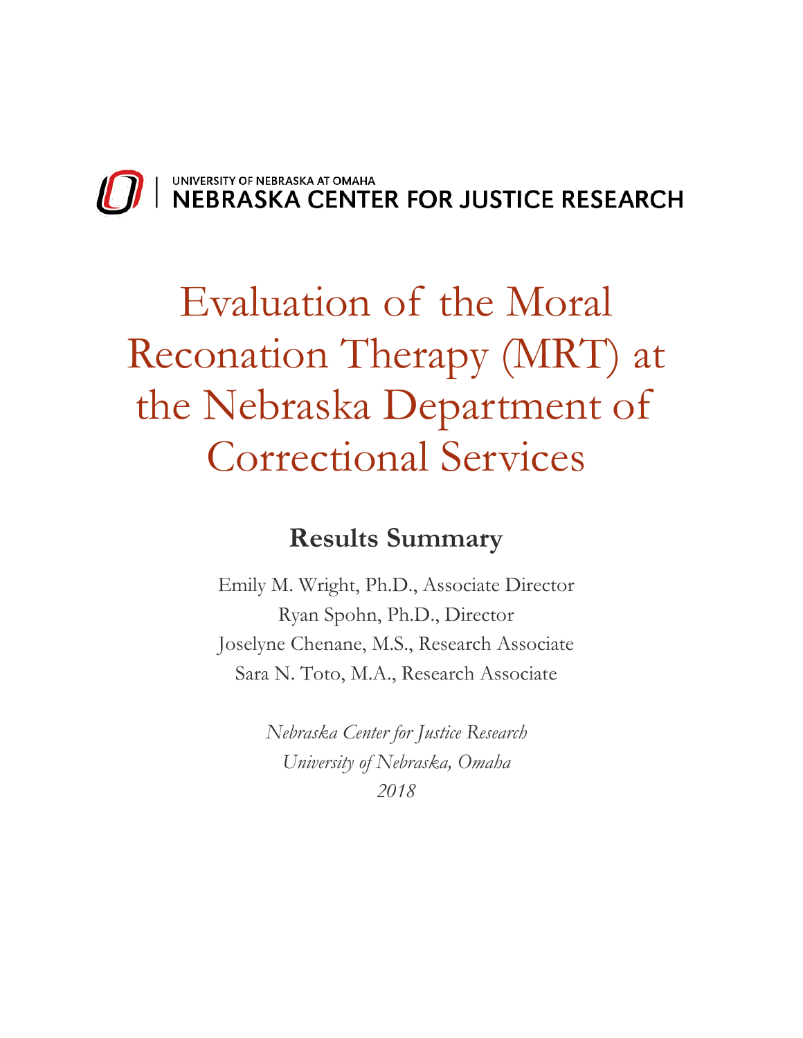UNIVERSITY OF NEBRASKA AT OMAHA
NEBRASKA CENTER FOR JUSTICE RESEARCH

# Evaluation of the Moral Reconation Therapy (MRT) at the Nebraska Department of Correctional Services

## Results Summary

Emily M. Wright, Ph.D., Associate Director
Ryan Spohn, Ph.D., Director
Joselyne Chenane, M.S., Research Associate
Sara N. Toto, M.A., Research Associate

*Nebraska Center for Justice Research*
*University of Nebraska, Omaha*
*2018*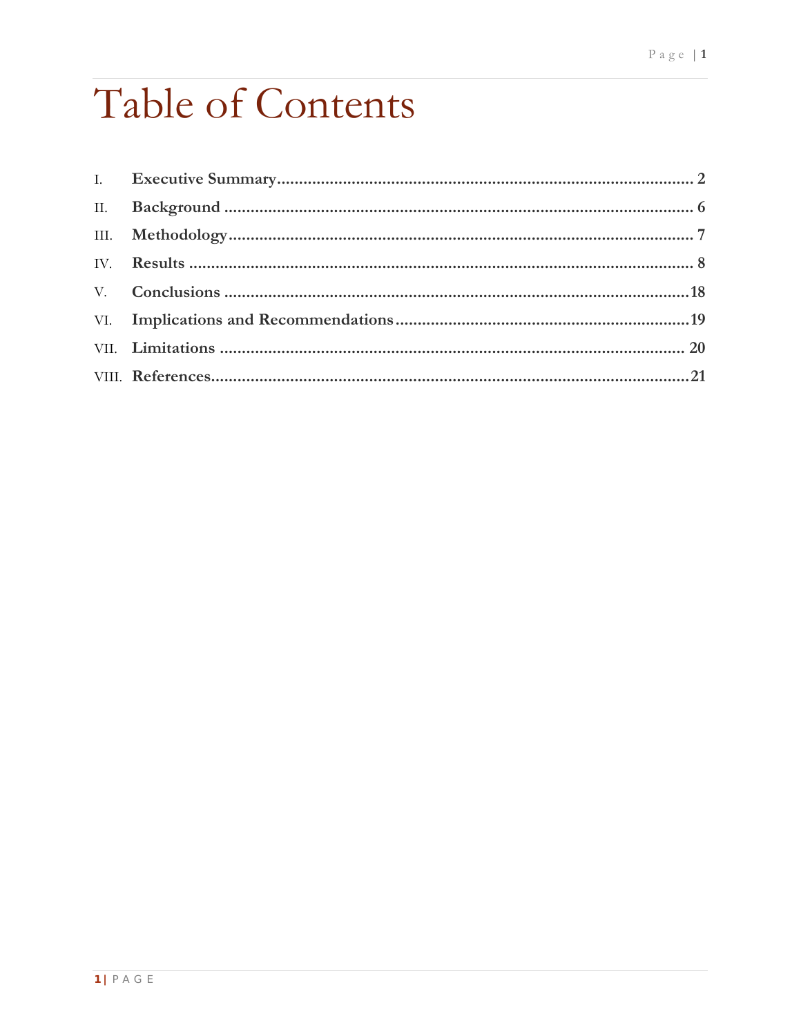# Table of Contents

I. **Executive Summary** ........................................................................................ **2**

II. **Background** .................................................................................................. **6**

III. **Methodology** ................................................................................................ **7**

IV. **Results** ........................................................................................................... **8**

V. **Conclusions** ................................................................................................... **18**

VI. **Implications and Recommendations** ........................................................ **19**

VII. **Limitations** .................................................................................................. **20**

VIII. **References** .................................................................................................. **21**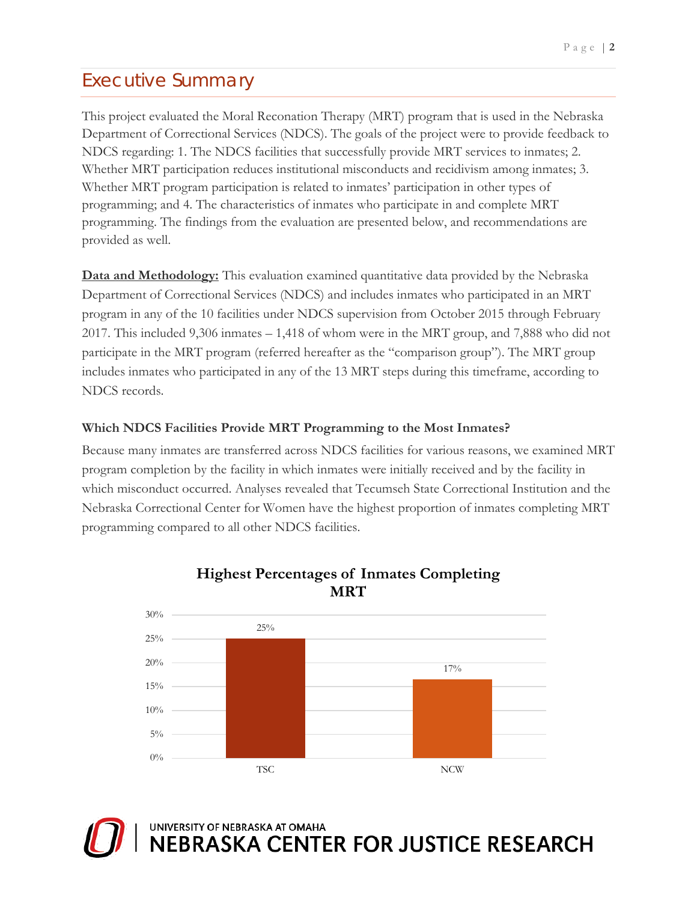# Executive Summary

This project evaluated the Moral Reconation Therapy (MRT) program that is used in the Nebraska Department of Correctional Services (NDCS). The goals of the project were to provide feedback to NDCS regarding: 1. The NDCS facilities that successfully provide MRT services to inmates; 2. Whether MRT participation reduces institutional misconducts and recidivism among inmates; 3. Whether MRT program participation is related to inmates' participation in other types of programming; and 4. The characteristics of inmates who participate in and complete MRT programming. The findings from the evaluation are presented below, and recommendations are provided as well.

**Data and Methodology:** This evaluation examined quantitative data provided by the Nebraska Department of Correctional Services (NDCS) and includes inmates who participated in an MRT program in any of the 10 facilities under NDCS supervision from October 2015 through February 2017. This included 9,306 inmates – 1,418 of whom were in the MRT group, and 7,888 who did not participate in the MRT program (referred hereafter as the "comparison group"). The MRT group includes inmates who participated in any of the 13 MRT steps during this timeframe, according to NDCS records.

### Which NDCS Facilities Provide MRT Programming to the Most Inmates?

Because many inmates are transferred across NDCS facilities for various reasons, we examined MRT program completion by the facility in which inmates were initially received and by the facility in which misconduct occurred. Analyses revealed that Tecumseh State Correctional Institution and the Nebraska Correctional Center for Women have the highest proportion of inmates completing MRT programming compared to all other NDCS facilities.

**Highest Percentages of Inmates Completing MRT**

| Facility | Percentage |
| --- | --- |
| TSC | 25% |
| NCW | 17% |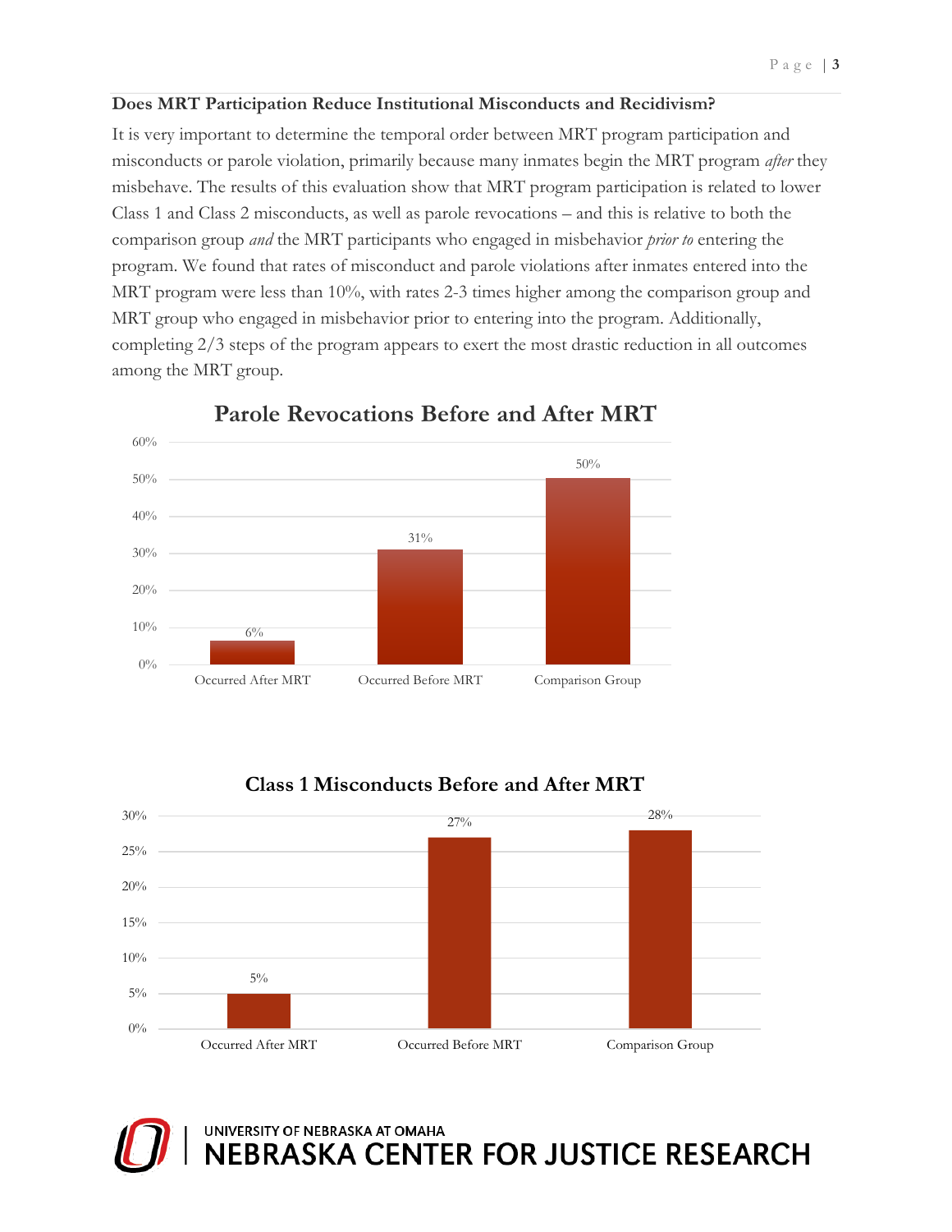**Does MRT Participation Reduce Institutional Misconducts and Recidivism?**

It is very important to determine the temporal order between MRT program participation and misconducts or parole violation, primarily because many inmates begin the MRT program *after* they misbehave. The results of this evaluation show that MRT program participation is related to lower Class 1 and Class 2 misconducts, as well as parole revocations – and this is relative to both the comparison group *and* the MRT participants who engaged in misbehavior *prior to* entering the program. We found that rates of misconduct and parole violations after inmates entered into the MRT program were less than 10%, with rates 2-3 times higher among the comparison group and MRT group who engaged in misbehavior prior to entering into the program. Additionally, completing 2/3 steps of the program appears to exert the most drastic reduction in all outcomes among the MRT group.

**Parole Revocations Before and After MRT**

| | Occurred After MRT | Occurred Before MRT | Comparison Group |
|---|---|---|---|
| Parole Revocations | 6% | 31% | 50% |

**Class 1 Misconducts Before and After MRT**

| | Occurred After MRT | Occurred Before MRT | Comparison Group |
|---|---|---|---|
| Class 1 Misconducts | 5% | 27% | 28% |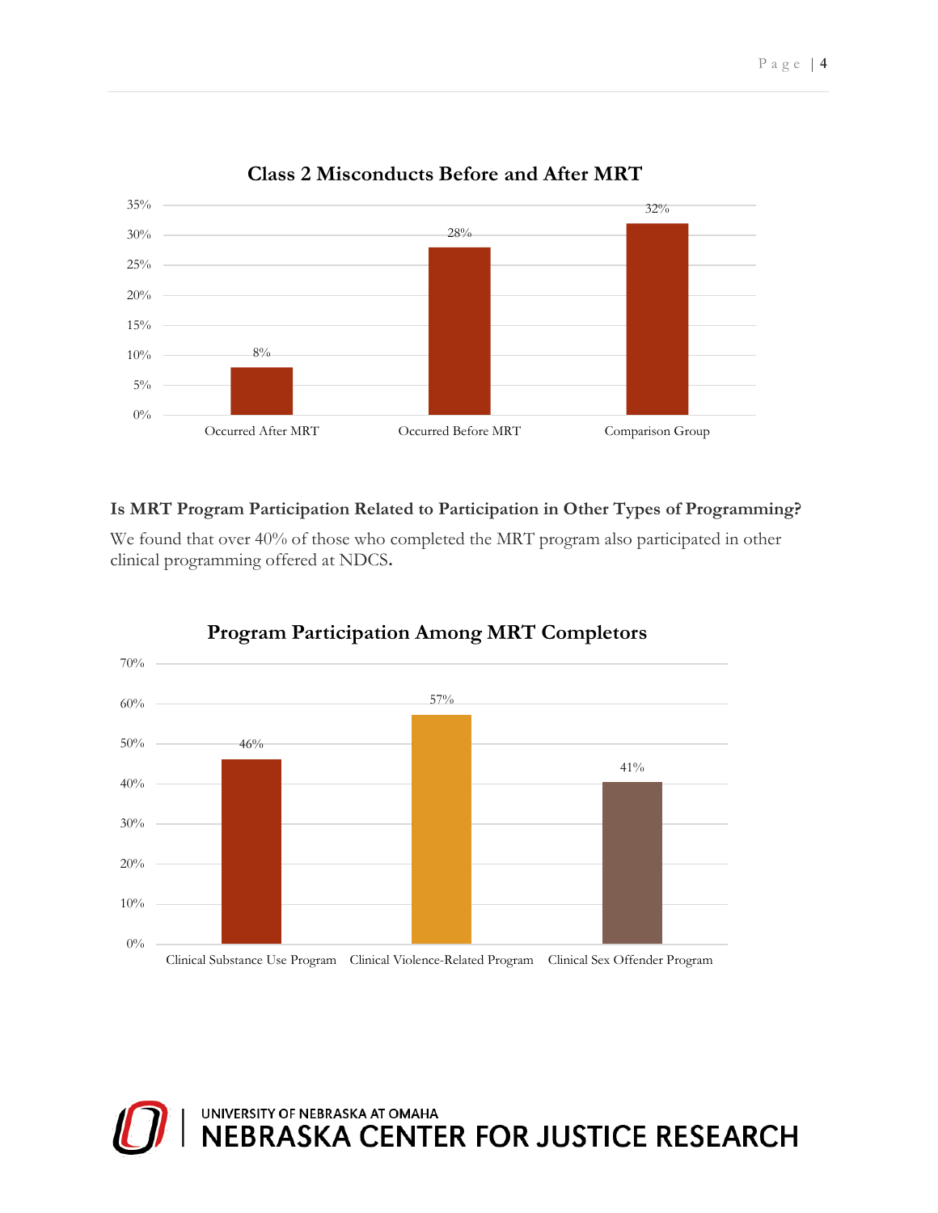**Class 2 Misconducts Before and After MRT**

| | Percentage |
|---|---|
| Occurred After MRT | 8% |
| Occurred Before MRT | 28% |
| Comparison Group | 32% |

**Is MRT Program Participation Related to Participation in Other Types of Programming?**

We found that over 40% of those who completed the MRT program also participated in other clinical programming offered at NDCS.

**Program Participation Among MRT Completors**

| | Percentage |
|---|---|
| Clinical Substance Use Program | 46% |
| Clinical Violence-Related Program | 57% |
| Clinical Sex Offender Program | 41% |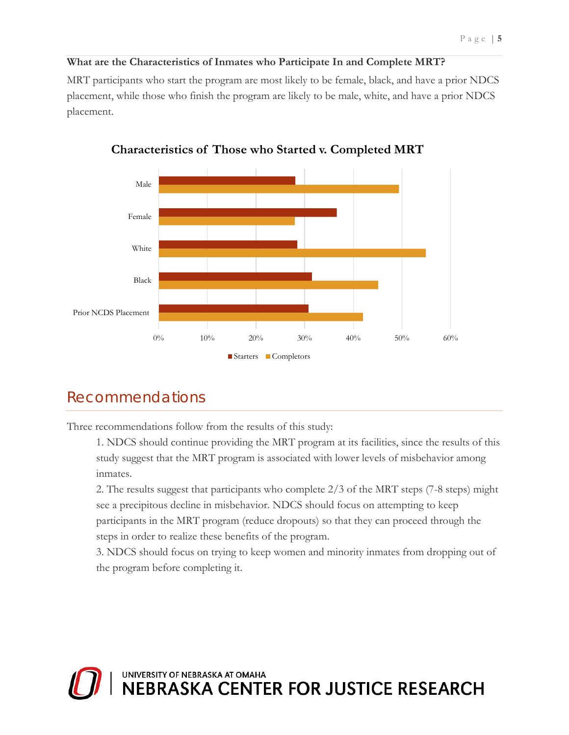**What are the Characteristics of Inmates who Participate In and Complete MRT?**

MRT participants who start the program are most likely to be female, black, and have a prior NDCS placement, while those who finish the program are likely to be male, white, and have a prior NDCS placement.

**Characteristics of Those who Started v. Completed MRT**

## Recommendations

Three recommendations follow from the results of this study:

1. NDCS should continue providing the MRT program at its facilities, since the results of this study suggest that the MRT program is associated with lower levels of misbehavior among inmates.
2. The results suggest that participants who complete 2/3 of the MRT steps (7-8 steps) might see a precipitous decline in misbehavior. NDCS should focus on attempting to keep participants in the MRT program (reduce dropouts) so that they can proceed through the steps in order to realize these benefits of the program.
3. NDCS should focus on trying to keep women and minority inmates from dropping out of the program before completing it.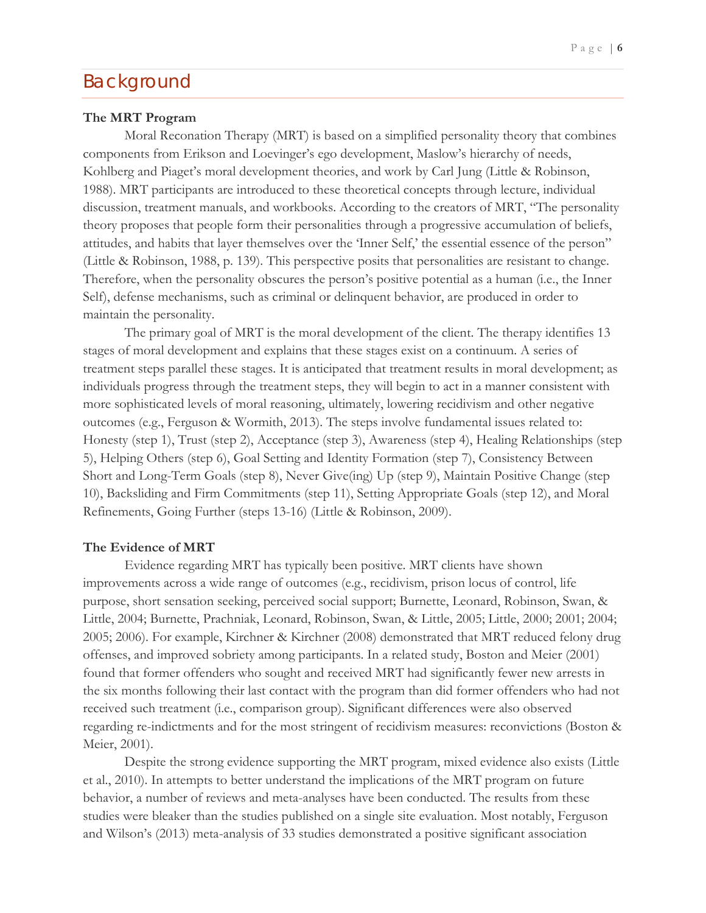# Background

### The MRT Program

Moral Reconation Therapy (MRT) is based on a simplified personality theory that combines components from Erikson and Loevinger's ego development, Maslow's hierarchy of needs, Kohlberg and Piaget's moral development theories, and work by Carl Jung (Little & Robinson, 1988). MRT participants are introduced to these theoretical concepts through lecture, individual discussion, treatment manuals, and workbooks. According to the creators of MRT, "The personality theory proposes that people form their personalities through a progressive accumulation of beliefs, attitudes, and habits that layer themselves over the 'Inner Self,' the essential essence of the person" (Little & Robinson, 1988, p. 139). This perspective posits that personalities are resistant to change. Therefore, when the personality obscures the person's positive potential as a human (i.e., the Inner Self), defense mechanisms, such as criminal or delinquent behavior, are produced in order to maintain the personality.

The primary goal of MRT is the moral development of the client. The therapy identifies 13 stages of moral development and explains that these stages exist on a continuum. A series of treatment steps parallel these stages. It is anticipated that treatment results in moral development; as individuals progress through the treatment steps, they will begin to act in a manner consistent with more sophisticated levels of moral reasoning, ultimately, lowering recidivism and other negative outcomes (e.g., Ferguson & Wormith, 2013). The steps involve fundamental issues related to: Honesty (step 1), Trust (step 2), Acceptance (step 3), Awareness (step 4), Healing Relationships (step 5), Helping Others (step 6), Goal Setting and Identity Formation (step 7), Consistency Between Short and Long-Term Goals (step 8), Never Give(ing) Up (step 9), Maintain Positive Change (step 10), Backsliding and Firm Commitments (step 11), Setting Appropriate Goals (step 12), and Moral Refinements, Going Further (steps 13-16) (Little & Robinson, 2009).

### The Evidence of MRT

Evidence regarding MRT has typically been positive. MRT clients have shown improvements across a wide range of outcomes (e.g., recidivism, prison locus of control, life purpose, short sensation seeking, perceived social support; Burnette, Leonard, Robinson, Swan, & Little, 2004; Burnette, Prachniak, Leonard, Robinson, Swan, & Little, 2005; Little, 2000; 2001; 2004; 2005; 2006). For example, Kirchner & Kirchner (2008) demonstrated that MRT reduced felony drug offenses, and improved sobriety among participants. In a related study, Boston and Meier (2001) found that former offenders who sought and received MRT had significantly fewer new arrests in the six months following their last contact with the program than did former offenders who had not received such treatment (i.e., comparison group). Significant differences were also observed regarding re-indictments and for the most stringent of recidivism measures: reconvictions (Boston & Meier, 2001).

Despite the strong evidence supporting the MRT program, mixed evidence also exists (Little et al., 2010). In attempts to better understand the implications of the MRT program on future behavior, a number of reviews and meta-analyses have been conducted. The results from these studies were bleaker than the studies published on a single site evaluation. Most notably, Ferguson and Wilson's (2013) meta-analysis of 33 studies demonstrated a positive significant association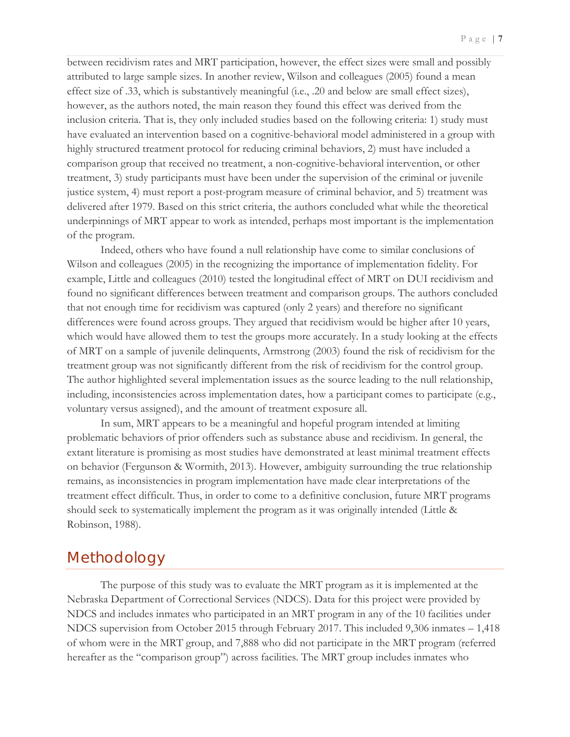between recidivism rates and MRT participation, however, the effect sizes were small and possibly attributed to large sample sizes. In another review, Wilson and colleagues (2005) found a mean effect size of .33, which is substantively meaningful (i.e., .20 and below are small effect sizes), however, as the authors noted, the main reason they found this effect was derived from the inclusion criteria. That is, they only included studies based on the following criteria: 1) study must have evaluated an intervention based on a cognitive-behavioral model administered in a group with highly structured treatment protocol for reducing criminal behaviors, 2) must have included a comparison group that received no treatment, a non-cognitive-behavioral intervention, or other treatment, 3) study participants must have been under the supervision of the criminal or juvenile justice system, 4) must report a post-program measure of criminal behavior, and 5) treatment was delivered after 1979. Based on this strict criteria, the authors concluded what while the theoretical underpinnings of MRT appear to work as intended, perhaps most important is the implementation of the program.

Indeed, others who have found a null relationship have come to similar conclusions of Wilson and colleagues (2005) in the recognizing the importance of implementation fidelity. For example, Little and colleagues (2010) tested the longitudinal effect of MRT on DUI recidivism and found no significant differences between treatment and comparison groups. The authors concluded that not enough time for recidivism was captured (only 2 years) and therefore no significant differences were found across groups. They argued that recidivism would be higher after 10 years, which would have allowed them to test the groups more accurately. In a study looking at the effects of MRT on a sample of juvenile delinquents, Armstrong (2003) found the risk of recidivism for the treatment group was not significantly different from the risk of recidivism for the control group. The author highlighted several implementation issues as the source leading to the null relationship, including, inconsistencies across implementation dates, how a participant comes to participate (e.g., voluntary versus assigned), and the amount of treatment exposure all.

In sum, MRT appears to be a meaningful and hopeful program intended at limiting problematic behaviors of prior offenders such as substance abuse and recidivism. In general, the extant literature is promising as most studies have demonstrated at least minimal treatment effects on behavior (Fergunson & Wormith, 2013). However, ambiguity surrounding the true relationship remains, as inconsistencies in program implementation have made clear interpretations of the treatment effect difficult. Thus, in order to come to a definitive conclusion, future MRT programs should seek to systematically implement the program as it was originally intended (Little & Robinson, 1988).

# Methodology

The purpose of this study was to evaluate the MRT program as it is implemented at the Nebraska Department of Correctional Services (NDCS). Data for this project were provided by NDCS and includes inmates who participated in an MRT program in any of the 10 facilities under NDCS supervision from October 2015 through February 2017. This included 9,306 inmates – 1,418 of whom were in the MRT group, and 7,888 who did not participate in the MRT program (referred hereafter as the "comparison group") across facilities. The MRT group includes inmates who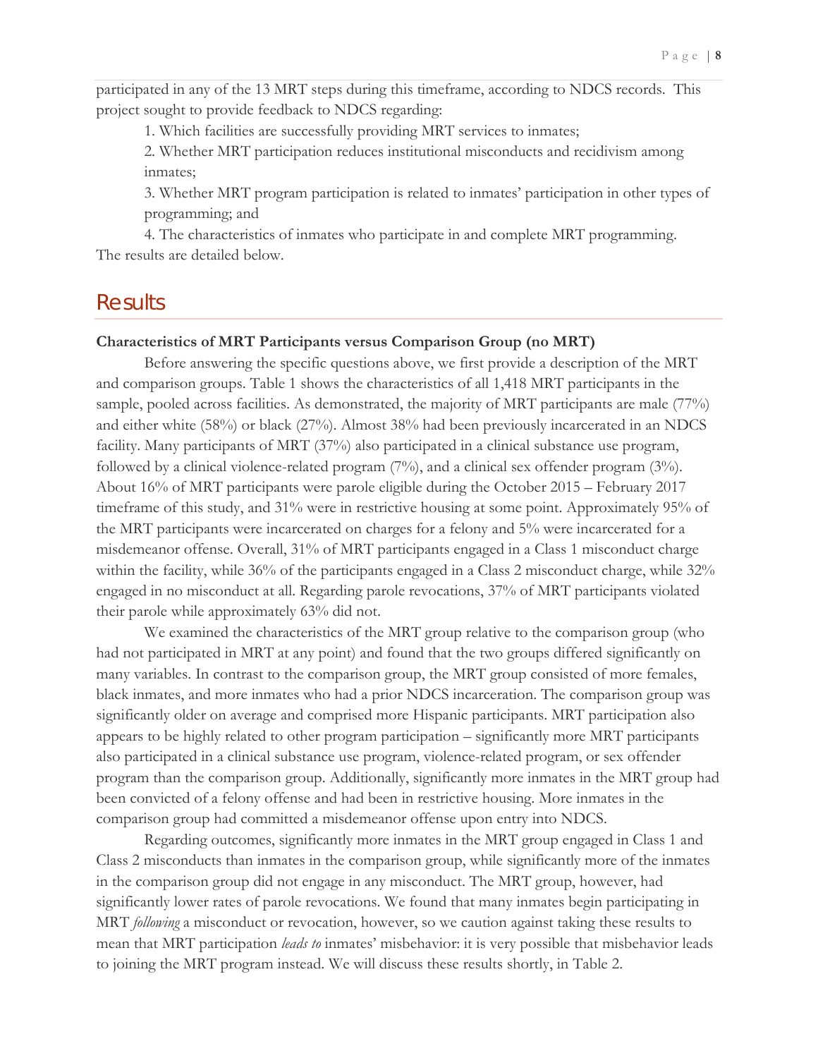participated in any of the 13 MRT steps during this timeframe, according to NDCS records. This project sought to provide feedback to NDCS regarding:

1. Which facilities are successfully providing MRT services to inmates;
2. Whether MRT participation reduces institutional misconducts and recidivism among inmates;
3. Whether MRT program participation is related to inmates' participation in other types of programming; and
4. The characteristics of inmates who participate in and complete MRT programming.

The results are detailed below.

# Results

**Characteristics of MRT Participants versus Comparison Group (no MRT)**

Before answering the specific questions above, we first provide a description of the MRT and comparison groups. Table 1 shows the characteristics of all 1,418 MRT participants in the sample, pooled across facilities. As demonstrated, the majority of MRT participants are male (77%) and either white (58%) or black (27%). Almost 38% had been previously incarcerated in an NDCS facility. Many participants of MRT (37%) also participated in a clinical substance use program, followed by a clinical violence-related program (7%), and a clinical sex offender program (3%). About 16% of MRT participants were parole eligible during the October 2015 – February 2017 timeframe of this study, and 31% were in restrictive housing at some point. Approximately 95% of the MRT participants were incarcerated on charges for a felony and 5% were incarcerated for a misdemeanor offense. Overall, 31% of MRT participants engaged in a Class 1 misconduct charge within the facility, while 36% of the participants engaged in a Class 2 misconduct charge, while 32% engaged in no misconduct at all. Regarding parole revocations, 37% of MRT participants violated their parole while approximately 63% did not.

We examined the characteristics of the MRT group relative to the comparison group (who had not participated in MRT at any point) and found that the two groups differed significantly on many variables. In contrast to the comparison group, the MRT group consisted of more females, black inmates, and more inmates who had a prior NDCS incarceration. The comparison group was significantly older on average and comprised more Hispanic participants. MRT participation also appears to be highly related to other program participation – significantly more MRT participants also participated in a clinical substance use program, violence-related program, or sex offender program than the comparison group. Additionally, significantly more inmates in the MRT group had been convicted of a felony offense and had been in restrictive housing. More inmates in the comparison group had committed a misdemeanor offense upon entry into NDCS.

Regarding outcomes, significantly more inmates in the MRT group engaged in Class 1 and Class 2 misconducts than inmates in the comparison group, while significantly more of the inmates in the comparison group did not engage in any misconduct. The MRT group, however, had significantly lower rates of parole revocations. We found that many inmates begin participating in MRT *following* a misconduct or revocation, however, so we caution against taking these results to mean that MRT participation *leads to* inmates' misbehavior: it is very possible that misbehavior leads to joining the MRT program instead. We will discuss these results shortly, in Table 2.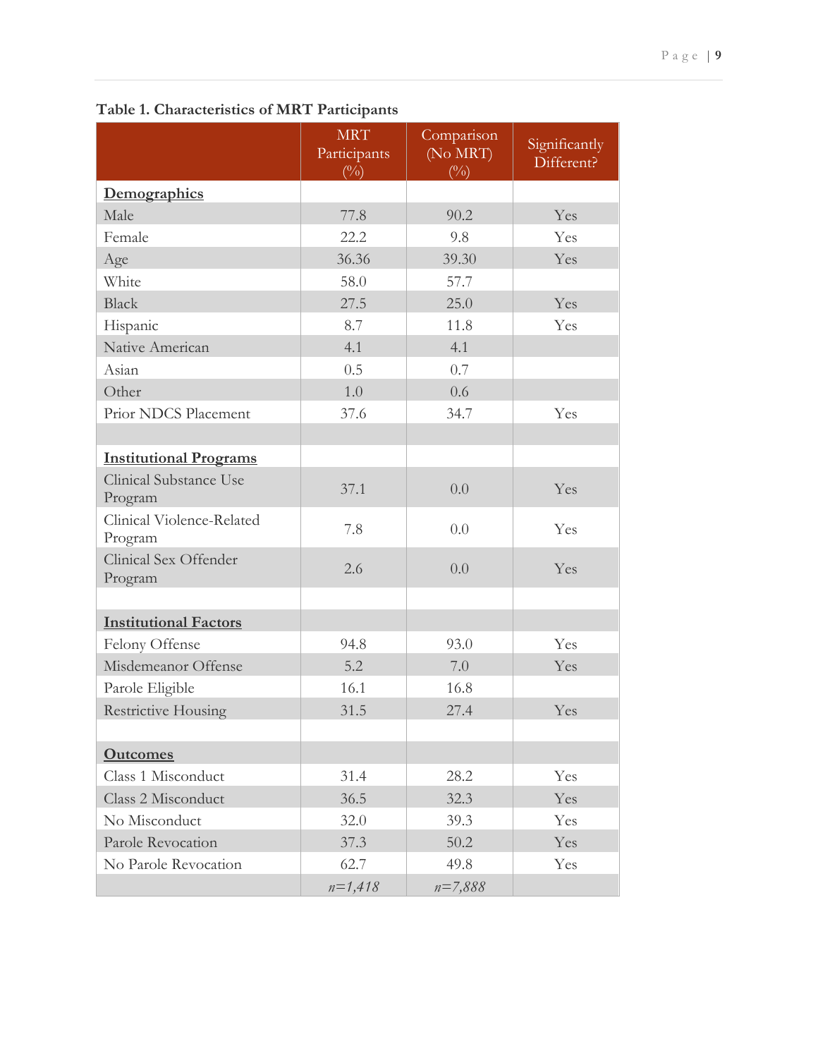**Table 1. Characteristics of MRT Participants**

| | MRT Participants (%) | Comparison (No MRT) (%) | Significantly Different? |
|---|---|---|---|
| **Demographics** | | | |
| Male | 77.8 | 90.2 | Yes |
| Female | 22.2 | 9.8 | Yes |
| Age | 36.36 | 39.30 | Yes |
| White | 58.0 | 57.7 | |
| Black | 27.5 | 25.0 | Yes |
| Hispanic | 8.7 | 11.8 | Yes |
| Native American | 4.1 | 4.1 | |
| Asian | 0.5 | 0.7 | |
| Other | 1.0 | 0.6 | |
| Prior NDCS Placement | 37.6 | 34.7 | Yes |
| | | | |
| **Institutional Programs** | | | |
| Clinical Substance Use Program | 37.1 | 0.0 | Yes |
| Clinical Violence-Related Program | 7.8 | 0.0 | Yes |
| Clinical Sex Offender Program | 2.6 | 0.0 | Yes |
| | | | |
| **Institutional Factors** | | | |
| Felony Offense | 94.8 | 93.0 | Yes |
| Misdemeanor Offense | 5.2 | 7.0 | Yes |
| Parole Eligible | 16.1 | 16.8 | |
| Restrictive Housing | 31.5 | 27.4 | Yes |
| | | | |
| **Outcomes** | | | |
| Class 1 Misconduct | 31.4 | 28.2 | Yes |
| Class 2 Misconduct | 36.5 | 32.3 | Yes |
| No Misconduct | 32.0 | 39.3 | Yes |
| Parole Revocation | 37.3 | 50.2 | Yes |
| No Parole Revocation | 62.7 | 49.8 | Yes |
| | *n=1,418* | *n=7,888* | |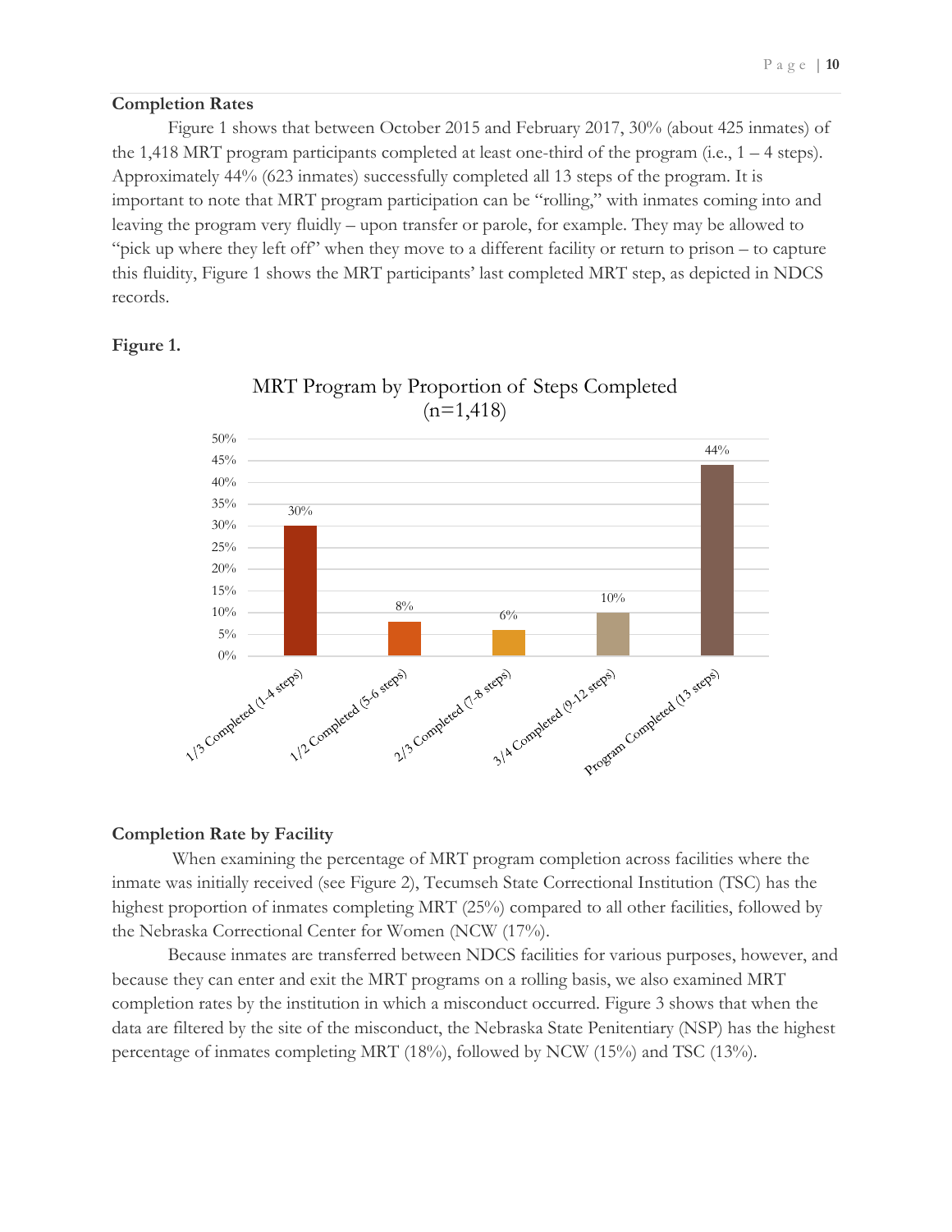**Completion Rates**

Figure 1 shows that between October 2015 and February 2017, 30% (about 425 inmates) of the 1,418 MRT program participants completed at least one-third of the program (i.e., 1 – 4 steps). Approximately 44% (623 inmates) successfully completed all 13 steps of the program. It is important to note that MRT program participation can be "rolling," with inmates coming into and leaving the program very fluidly – upon transfer or parole, for example. They may be allowed to "pick up where they left off" when they move to a different facility or return to prison – to capture this fluidity, Figure 1 shows the MRT participants' last completed MRT step, as depicted in NDCS records.

**Figure 1.**

MRT Program by Proportion of Steps Completed (n=1,418)

| Steps Completed | Percentage |
|---|---|
| 1/3 Completed (1-4 steps) | 30% |
| 1/2 Completed (5-6 steps) | 8% |
| 2/3 Completed (7-8 steps) | 6% |
| 3/4 Completed (9-12 steps) | 10% |
| Program Completed (13 steps) | 44% |

**Completion Rate by Facility**

When examining the percentage of MRT program completion across facilities where the inmate was initially received (see Figure 2), Tecumseh State Correctional Institution (TSC) has the highest proportion of inmates completing MRT (25%) compared to all other facilities, followed by the Nebraska Correctional Center for Women (NCW (17%).

Because inmates are transferred between NDCS facilities for various purposes, however, and because they can enter and exit the MRT programs on a rolling basis, we also examined MRT completion rates by the institution in which a misconduct occurred. Figure 3 shows that when the data are filtered by the site of the misconduct, the Nebraska State Penitentiary (NSP) has the highest percentage of inmates completing MRT (18%), followed by NCW (15%) and TSC (13%).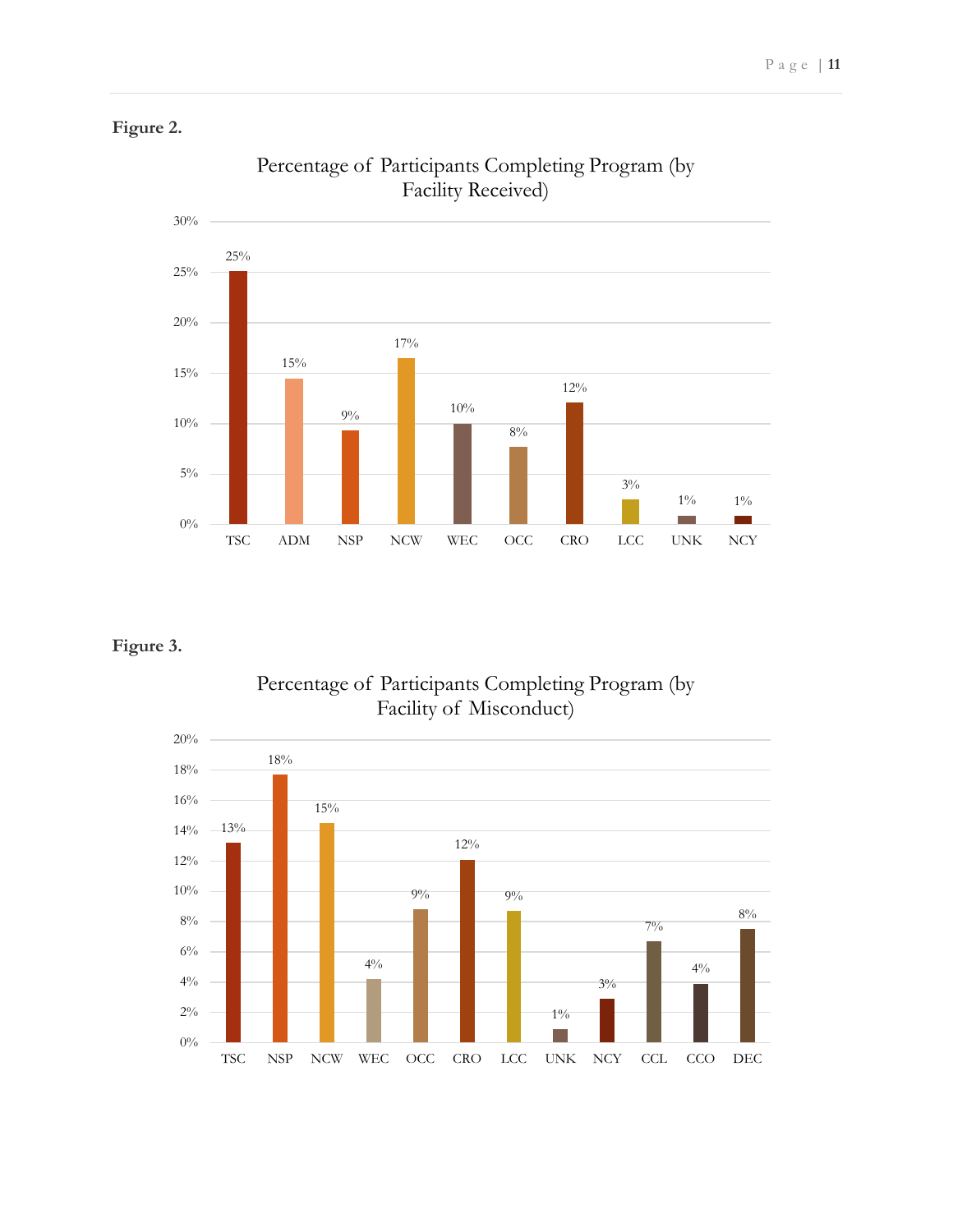**Figure 2.**

Percentage of Participants Completing Program (by Facility Received)

| Facility | Percentage |
|---|---|
| TSC | 25% |
| ADM | 15% |
| NSP | 9% |
| NCW | 17% |
| WEC | 10% |
| OCC | 8% |
| CRO | 12% |
| LCC | 3% |
| UNK | 1% |
| NCY | 1% |

**Figure 3.**

Percentage of Participants Completing Program (by Facility of Misconduct)

| Facility | Percentage |
|---|---|
| TSC | 13% |
| NSP | 18% |
| NCW | 15% |
| WEC | 4% |
| OCC | 9% |
| CRO | 12% |
| LCC | 9% |
| UNK | 1% |
| NCY | 3% |
| CCL | 7% |
| CCO | 4% |
| DEC | 8% |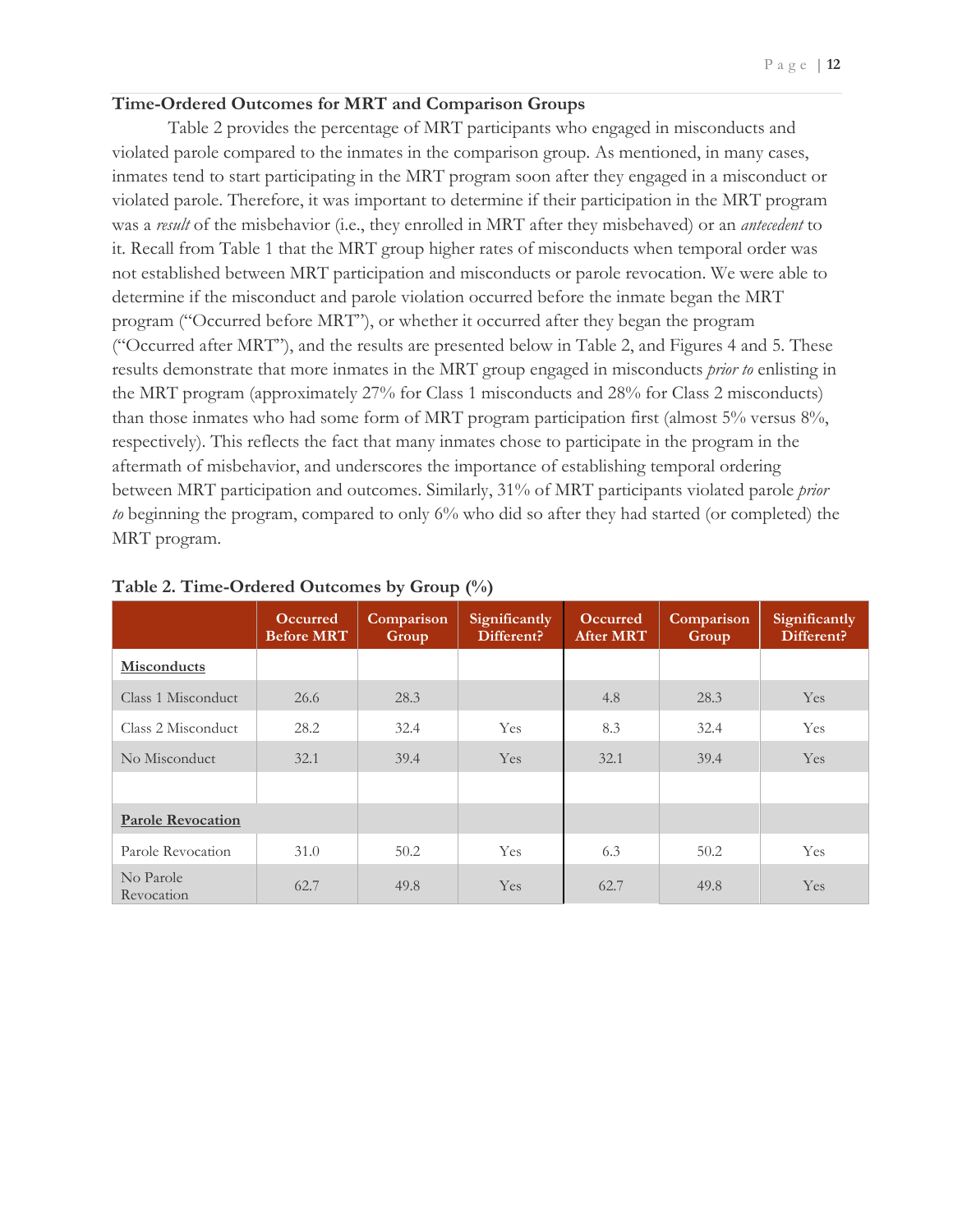### Time-Ordered Outcomes for MRT and Comparison Groups

Table 2 provides the percentage of MRT participants who engaged in misconducts and violated parole compared to the inmates in the comparison group. As mentioned, in many cases, inmates tend to start participating in the MRT program soon after they engaged in a misconduct or violated parole. Therefore, it was important to determine if their participation in the MRT program was a *result* of the misbehavior (i.e., they enrolled in MRT after they misbehaved) or an *antecedent* to it. Recall from Table 1 that the MRT group higher rates of misconducts when temporal order was not established between MRT participation and misconducts or parole revocation. We were able to determine if the misconduct and parole violation occurred before the inmate began the MRT program ("Occurred before MRT"), or whether it occurred after they began the program ("Occurred after MRT"), and the results are presented below in Table 2, and Figures 4 and 5. These results demonstrate that more inmates in the MRT group engaged in misconducts *prior to* enlisting in the MRT program (approximately 27% for Class 1 misconducts and 28% for Class 2 misconducts) than those inmates who had some form of MRT program participation first (almost 5% versus 8%, respectively). This reflects the fact that many inmates chose to participate in the program in the aftermath of misbehavior, and underscores the importance of establishing temporal ordering between MRT participation and outcomes. Similarly, 31% of MRT participants violated parole *prior to* beginning the program, compared to only 6% who did so after they had started (or completed) the MRT program.

**Table 2. Time-Ordered Outcomes by Group (%)**

| | Occurred Before MRT | Comparison Group | Significantly Different? | Occurred After MRT | Comparison Group | Significantly Different? |
|---|---|---|---|---|---|---|
| **Misconducts** | | | | | | |
| Class 1 Misconduct | 26.6 | 28.3 | | 4.8 | 28.3 | Yes |
| Class 2 Misconduct | 28.2 | 32.4 | Yes | 8.3 | 32.4 | Yes |
| No Misconduct | 32.1 | 39.4 | Yes | 32.1 | 39.4 | Yes |
| | | | | | | |
| **Parole Revocation** | | | | | | |
| Parole Revocation | 31.0 | 50.2 | Yes | 6.3 | 50.2 | Yes |
| No Parole Revocation | 62.7 | 49.8 | Yes | 62.7 | 49.8 | Yes |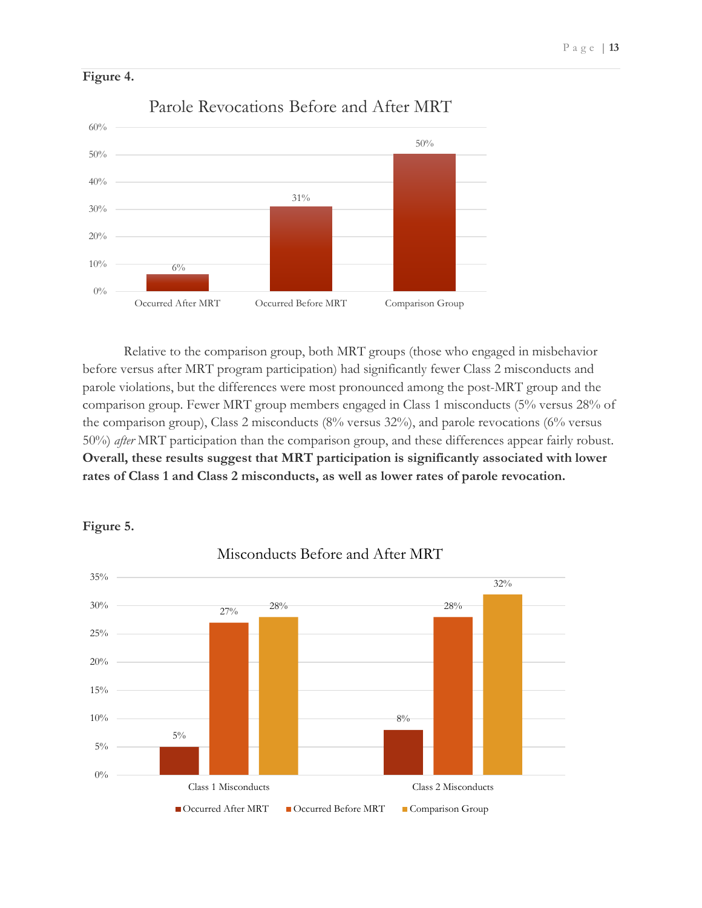**Figure 4.**

Parole Revocations Before and After MRT

| | Parole Revocations |
|---|---|
| Occurred After MRT | 6% |
| Occurred Before MRT | 31% |
| Comparison Group | 50% |

Relative to the comparison group, both MRT groups (those who engaged in misbehavior before versus after MRT program participation) had significantly fewer Class 2 misconducts and parole violations, but the differences were most pronounced among the post-MRT group and the comparison group. Fewer MRT group members engaged in Class 1 misconducts (5% versus 28% of the comparison group), Class 2 misconducts (8% versus 32%), and parole revocations (6% versus 50%) *after* MRT participation than the comparison group, and these differences appear fairly robust. **Overall, these results suggest that MRT participation is significantly associated with lower rates of Class 1 and Class 2 misconducts, as well as lower rates of parole revocation.**

**Figure 5.**

Misconducts Before and After MRT

| | Occurred After MRT | Occurred Before MRT | Comparison Group |
|---|---|---|---|
| Class 1 Misconducts | 5% | 27% | 28% |
| Class 2 Misconducts | 8% | 28% | 32% |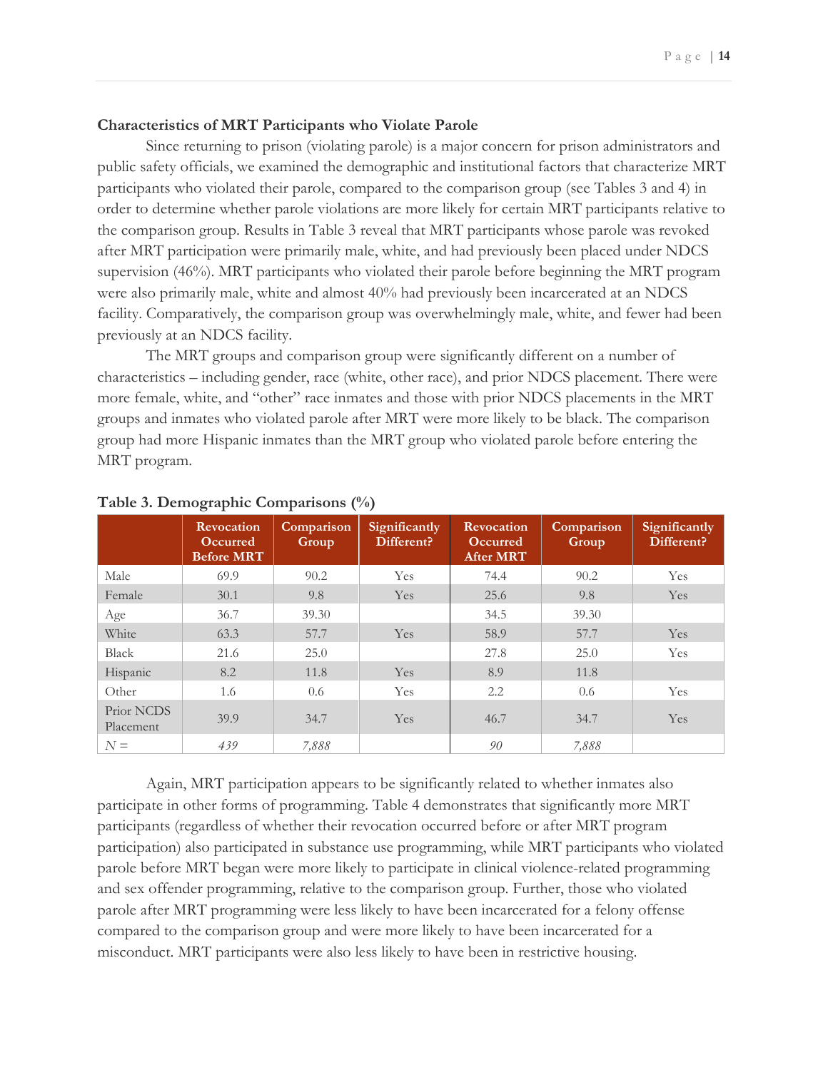**Characteristics of MRT Participants who Violate Parole**

Since returning to prison (violating parole) is a major concern for prison administrators and public safety officials, we examined the demographic and institutional factors that characterize MRT participants who violated their parole, compared to the comparison group (see Tables 3 and 4) in order to determine whether parole violations are more likely for certain MRT participants relative to the comparison group. Results in Table 3 reveal that MRT participants whose parole was revoked after MRT participation were primarily male, white, and had previously been placed under NDCS supervision (46%). MRT participants who violated their parole before beginning the MRT program were also primarily male, white and almost 40% had previously been incarcerated at an NDCS facility. Comparatively, the comparison group was overwhelmingly male, white, and fewer had been previously at an NDCS facility.

The MRT groups and comparison group were significantly different on a number of characteristics – including gender, race (white, other race), and prior NDCS placement. There were more female, white, and "other" race inmates and those with prior NDCS placements in the MRT groups and inmates who violated parole after MRT were more likely to be black. The comparison group had more Hispanic inmates than the MRT group who violated parole before entering the MRT program.

**Table 3. Demographic Comparisons (%)**

| | Revocation Occurred Before MRT | Comparison Group | Significantly Different? | Revocation Occurred After MRT | Comparison Group | Significantly Different? |
|---|---|---|---|---|---|---|
| Male | 69.9 | 90.2 | Yes | 74.4 | 90.2 | Yes |
| Female | 30.1 | 9.8 | Yes | 25.6 | 9.8 | Yes |
| Age | 36.7 | 39.30 | | 34.5 | 39.30 | |
| White | 63.3 | 57.7 | Yes | 58.9 | 57.7 | Yes |
| Black | 21.6 | 25.0 | | 27.8 | 25.0 | Yes |
| Hispanic | 8.2 | 11.8 | Yes | 8.9 | 11.8 | |
| Other | 1.6 | 0.6 | Yes | 2.2 | 0.6 | Yes |
| Prior NCDS Placement | 39.9 | 34.7 | Yes | 46.7 | 34.7 | Yes |
| *N* = | *439* | *7,888* | | *90* | *7,888* | |

Again, MRT participation appears to be significantly related to whether inmates also participate in other forms of programming. Table 4 demonstrates that significantly more MRT participants (regardless of whether their revocation occurred before or after MRT program participation) also participated in substance use programming, while MRT participants who violated parole before MRT began were more likely to participate in clinical violence-related programming and sex offender programming, relative to the comparison group. Further, those who violated parole after MRT programming were less likely to have been incarcerated for a felony offense compared to the comparison group and were more likely to have been incarcerated for a misconduct. MRT participants were also less likely to have been in restrictive housing.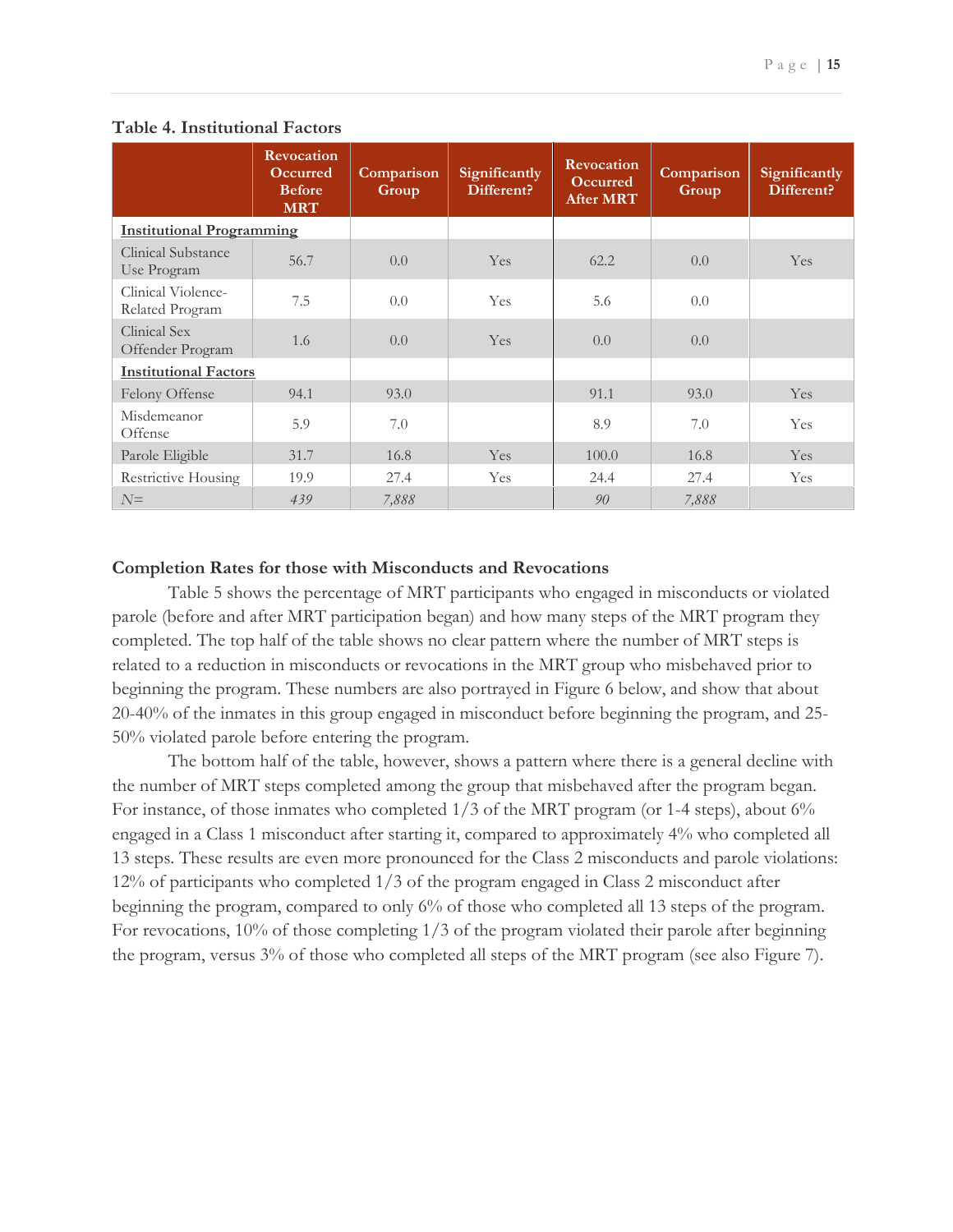**Table 4. Institutional Factors**

| | Revocation Occurred Before MRT | Comparison Group | Significantly Different? | Revocation Occurred After MRT | Comparison Group | Significantly Different? |
|---|---|---|---|---|---|---|
| **Institutional Programming** | | | | | | |
| Clinical Substance Use Program | 56.7 | 0.0 | Yes | 62.2 | 0.0 | Yes |
| Clinical Violence-Related Program | 7.5 | 0.0 | Yes | 5.6 | 0.0 | |
| Clinical Sex Offender Program | 1.6 | 0.0 | Yes | 0.0 | 0.0 | |
| **Institutional Factors** | | | | | | |
| Felony Offense | 94.1 | 93.0 | | 91.1 | 93.0 | Yes |
| Misdemeanor Offense | 5.9 | 7.0 | | 8.9 | 7.0 | Yes |
| Parole Eligible | 31.7 | 16.8 | Yes | 100.0 | 16.8 | Yes |
| Restrictive Housing | 19.9 | 27.4 | Yes | 24.4 | 27.4 | Yes |
| *N=* | *439* | *7,888* | | *90* | *7,888* | |

### Completion Rates for those with Misconducts and Revocations

Table 5 shows the percentage of MRT participants who engaged in misconducts or violated parole (before and after MRT participation began) and how many steps of the MRT program they completed. The top half of the table shows no clear pattern where the number of MRT steps is related to a reduction in misconducts or revocations in the MRT group who misbehaved prior to beginning the program. These numbers are also portrayed in Figure 6 below, and show that about 20-40% of the inmates in this group engaged in misconduct before beginning the program, and 25-50% violated parole before entering the program.

The bottom half of the table, however, shows a pattern where there is a general decline with the number of MRT steps completed among the group that misbehaved after the program began. For instance, of those inmates who completed 1/3 of the MRT program (or 1-4 steps), about 6% engaged in a Class 1 misconduct after starting it, compared to approximately 4% who completed all 13 steps. These results are even more pronounced for the Class 2 misconducts and parole violations: 12% of participants who completed 1/3 of the program engaged in Class 2 misconduct after beginning the program, compared to only 6% of those who completed all 13 steps of the program. For revocations, 10% of those completing 1/3 of the program violated their parole after beginning the program, versus 3% of those who completed all steps of the MRT program (see also Figure 7).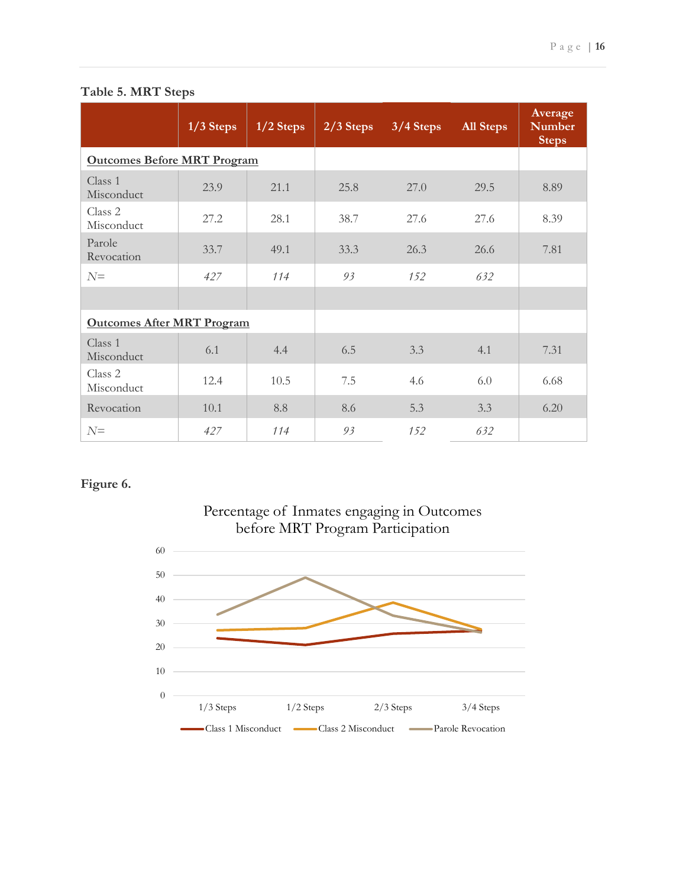**Table 5. MRT Steps**

| | 1/3 Steps | 1/2 Steps | 2/3 Steps | 3/4 Steps | All Steps | Average Number Steps |
|---|---|---|---|---|---|---|
| **Outcomes Before MRT Program** | | | | | | |
| Class 1 Misconduct | 23.9 | 21.1 | 25.8 | 27.0 | 29.5 | 8.89 |
| Class 2 Misconduct | 27.2 | 28.1 | 38.7 | 27.6 | 27.6 | 8.39 |
| Parole Revocation | 33.7 | 49.1 | 33.3 | 26.3 | 26.6 | 7.81 |
| *N=* | *427* | *114* | *93* | *152* | *632* | |
| | | | | | | |
| **Outcomes After MRT Program** | | | | | | |
| Class 1 Misconduct | 6.1 | 4.4 | 6.5 | 3.3 | 4.1 | 7.31 |
| Class 2 Misconduct | 12.4 | 10.5 | 7.5 | 4.6 | 6.0 | 6.68 |
| Revocation | 10.1 | 8.8 | 8.6 | 5.3 | 3.3 | 6.20 |
| *N=* | *427* | *114* | *93* | *152* | *632* | |

**Figure 6.**

Percentage of Inmates engaging in Outcomes before MRT Program Participation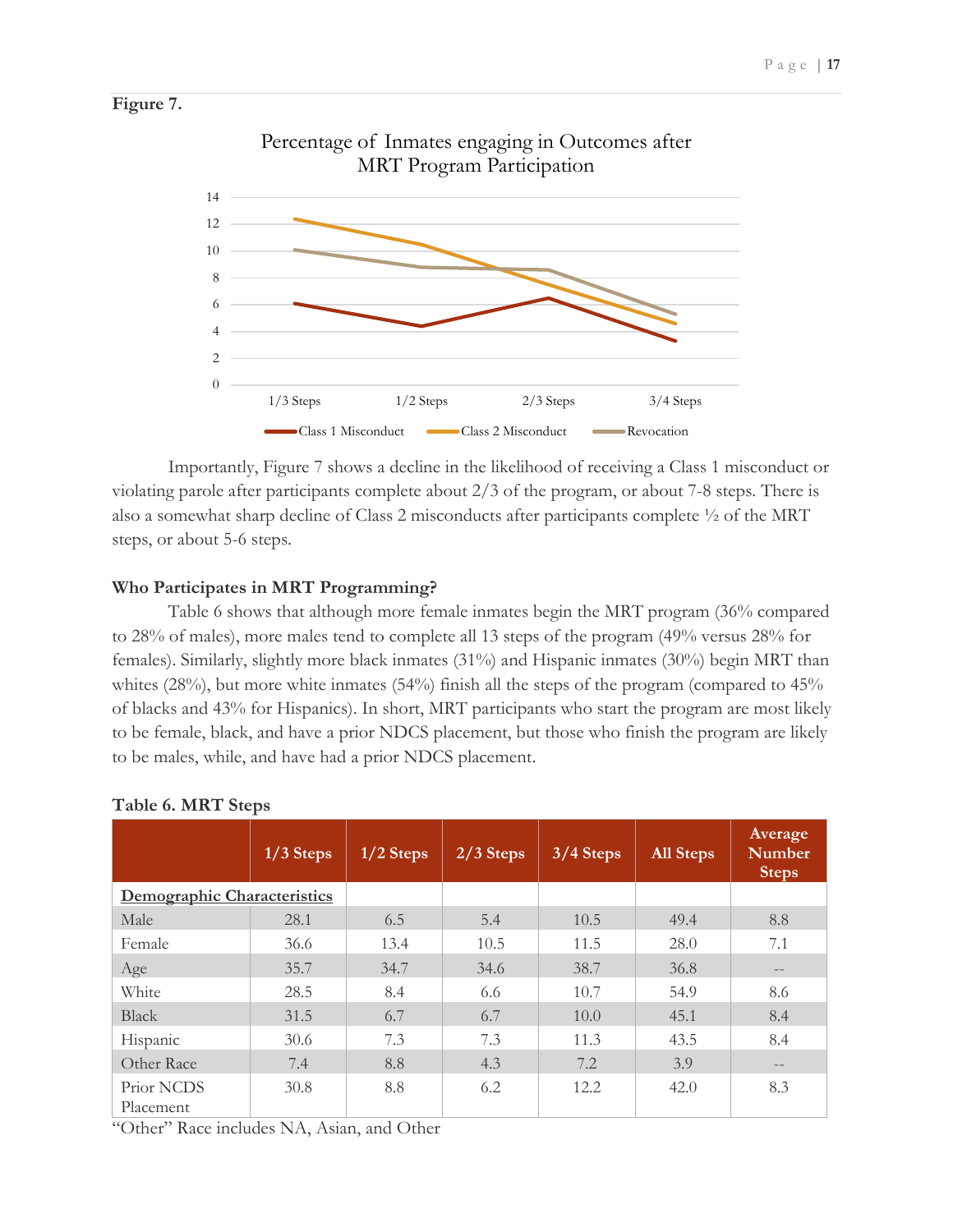**Figure 7.**

Percentage of Inmates engaging in Outcomes after MRT Program Participation

Importantly, Figure 7 shows a decline in the likelihood of receiving a Class 1 misconduct or violating parole after participants complete about 2/3 of the program, or about 7-8 steps. There is also a somewhat sharp decline of Class 2 misconducts after participants complete ½ of the MRT steps, or about 5-6 steps.

**Who Participates in MRT Programming?**

Table 6 shows that although more female inmates begin the MRT program (36% compared to 28% of males), more males tend to complete all 13 steps of the program (49% versus 28% for females). Similarly, slightly more black inmates (31%) and Hispanic inmates (30%) begin MRT than whites (28%), but more white inmates (54%) finish all the steps of the program (compared to 45% of blacks and 43% for Hispanics). In short, MRT participants who start the program are most likely to be female, black, and have a prior NDCS placement, but those who finish the program are likely to be males, while, and have had a prior NDCS placement.

**Table 6. MRT Steps**

| | 1/3 Steps | 1/2 Steps | 2/3 Steps | 3/4 Steps | All Steps | Average Number Steps |
|---|---|---|---|---|---|---|
| **Demographic Characteristics** | | | | | | |
| Male | 28.1 | 6.5 | 5.4 | 10.5 | 49.4 | 8.8 |
| Female | 36.6 | 13.4 | 10.5 | 11.5 | 28.0 | 7.1 |
| Age | 35.7 | 34.7 | 34.6 | 38.7 | 36.8 | -- |
| White | 28.5 | 8.4 | 6.6 | 10.7 | 54.9 | 8.6 |
| Black | 31.5 | 6.7 | 6.7 | 10.0 | 45.1 | 8.4 |
| Hispanic | 30.6 | 7.3 | 7.3 | 11.3 | 43.5 | 8.4 |
| Other Race | 7.4 | 8.8 | 4.3 | 7.2 | 3.9 | -- |
| Prior NCDS Placement | 30.8 | 8.8 | 6.2 | 12.2 | 42.0 | 8.3 |

"Other" Race includes NA, Asian, and Other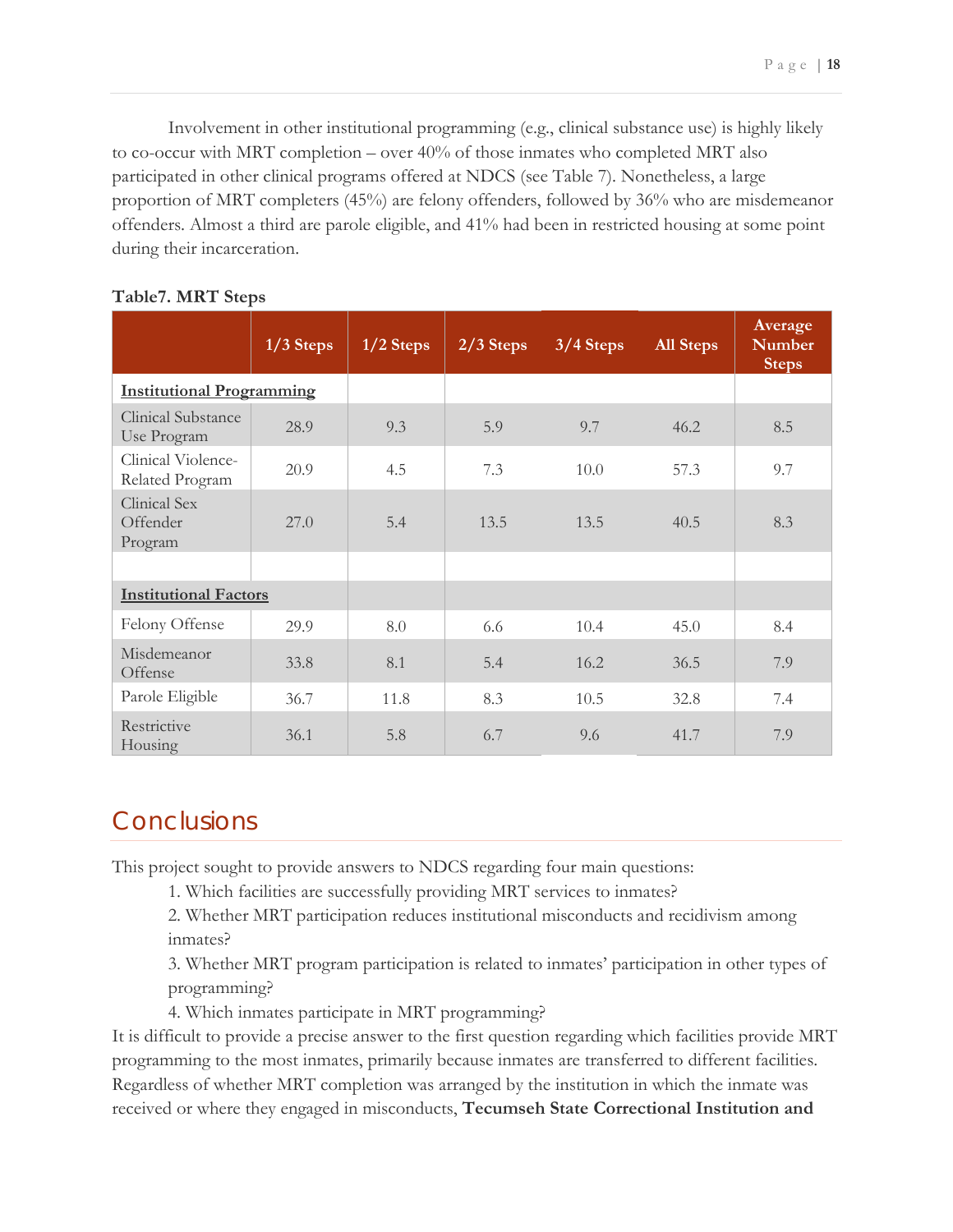Involvement in other institutional programming (e.g., clinical substance use) is highly likely to co-occur with MRT completion – over 40% of those inmates who completed MRT also participated in other clinical programs offered at NDCS (see Table 7). Nonetheless, a large proportion of MRT completers (45%) are felony offenders, followed by 36% who are misdemeanor offenders. Almost a third are parole eligible, and 41% had been in restricted housing at some point during their incarceration.

**Table7. MRT Steps**

| | 1/3 Steps | 1/2 Steps | 2/3 Steps | 3/4 Steps | All Steps | Average Number Steps |
|---|---|---|---|---|---|---|
| **Institutional Programming** | | | | | | |
| Clinical Substance Use Program | 28.9 | 9.3 | 5.9 | 9.7 | 46.2 | 8.5 |
| Clinical Violence-Related Program | 20.9 | 4.5 | 7.3 | 10.0 | 57.3 | 9.7 |
| Clinical Sex Offender Program | 27.0 | 5.4 | 13.5 | 13.5 | 40.5 | 8.3 |
| | | | | | | |
| **Institutional Factors** | | | | | | |
| Felony Offense | 29.9 | 8.0 | 6.6 | 10.4 | 45.0 | 8.4 |
| Misdemeanor Offense | 33.8 | 8.1 | 5.4 | 16.2 | 36.5 | 7.9 |
| Parole Eligible | 36.7 | 11.8 | 8.3 | 10.5 | 32.8 | 7.4 |
| Restrictive Housing | 36.1 | 5.8 | 6.7 | 9.6 | 41.7 | 7.9 |

## Conclusions

This project sought to provide answers to NDCS regarding four main questions:

1. Which facilities are successfully providing MRT services to inmates?
2. Whether MRT participation reduces institutional misconducts and recidivism among inmates?
3. Whether MRT program participation is related to inmates' participation in other types of programming?
4. Which inmates participate in MRT programming?

It is difficult to provide a precise answer to the first question regarding which facilities provide MRT programming to the most inmates, primarily because inmates are transferred to different facilities. Regardless of whether MRT completion was arranged by the institution in which the inmate was received or where they engaged in misconducts, **Tecumseh State Correctional Institution and**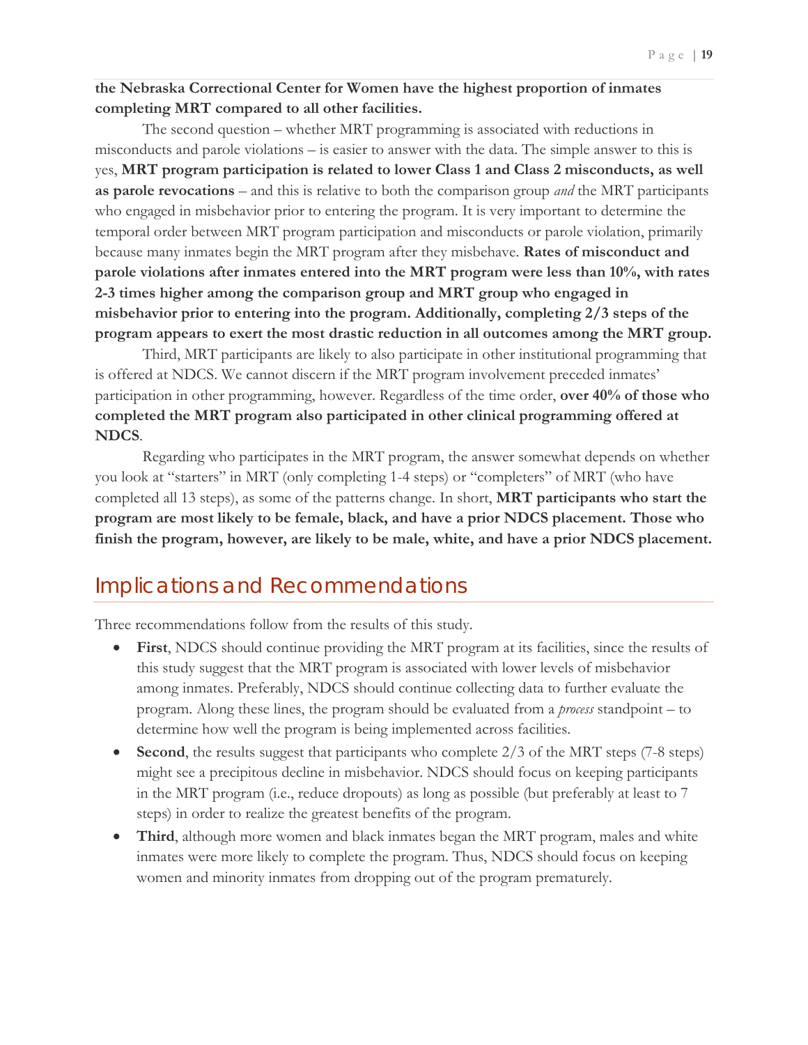**the Nebraska Correctional Center for Women have the highest proportion of inmates completing MRT compared to all other facilities.**

The second question – whether MRT programming is associated with reductions in misconducts and parole violations – is easier to answer with the data. The simple answer to this is yes, **MRT program participation is related to lower Class 1 and Class 2 misconducts, as well as parole revocations** – and this is relative to both the comparison group *and* the MRT participants who engaged in misbehavior prior to entering the program. It is very important to determine the temporal order between MRT program participation and misconducts or parole violation, primarily because many inmates begin the MRT program after they misbehave. **Rates of misconduct and parole violations after inmates entered into the MRT program were less than 10%, with rates 2-3 times higher among the comparison group and MRT group who engaged in misbehavior prior to entering into the program. Additionally, completing 2/3 steps of the program appears to exert the most drastic reduction in all outcomes among the MRT group.**

Third, MRT participants are likely to also participate in other institutional programming that is offered at NDCS. We cannot discern if the MRT program involvement preceded inmates' participation in other programming, however. Regardless of the time order, **over 40% of those who completed the MRT program also participated in other clinical programming offered at NDCS**.

Regarding who participates in the MRT program, the answer somewhat depends on whether you look at "starters" in MRT (only completing 1-4 steps) or "completers" of MRT (who have completed all 13 steps), as some of the patterns change. In short, **MRT participants who start the program are most likely to be female, black, and have a prior NDCS placement. Those who finish the program, however, are likely to be male, white, and have a prior NDCS placement.**

## Implications and Recommendations

Three recommendations follow from the results of this study.

- **First**, NDCS should continue providing the MRT program at its facilities, since the results of this study suggest that the MRT program is associated with lower levels of misbehavior among inmates. Preferably, NDCS should continue collecting data to further evaluate the program. Along these lines, the program should be evaluated from a *process* standpoint – to determine how well the program is being implemented across facilities.
- **Second**, the results suggest that participants who complete 2/3 of the MRT steps (7-8 steps) might see a precipitous decline in misbehavior. NDCS should focus on keeping participants in the MRT program (i.e., reduce dropouts) as long as possible (but preferably at least to 7 steps) in order to realize the greatest benefits of the program.
- **Third**, although more women and black inmates began the MRT program, males and white inmates were more likely to complete the program. Thus, NDCS should focus on keeping women and minority inmates from dropping out of the program prematurely.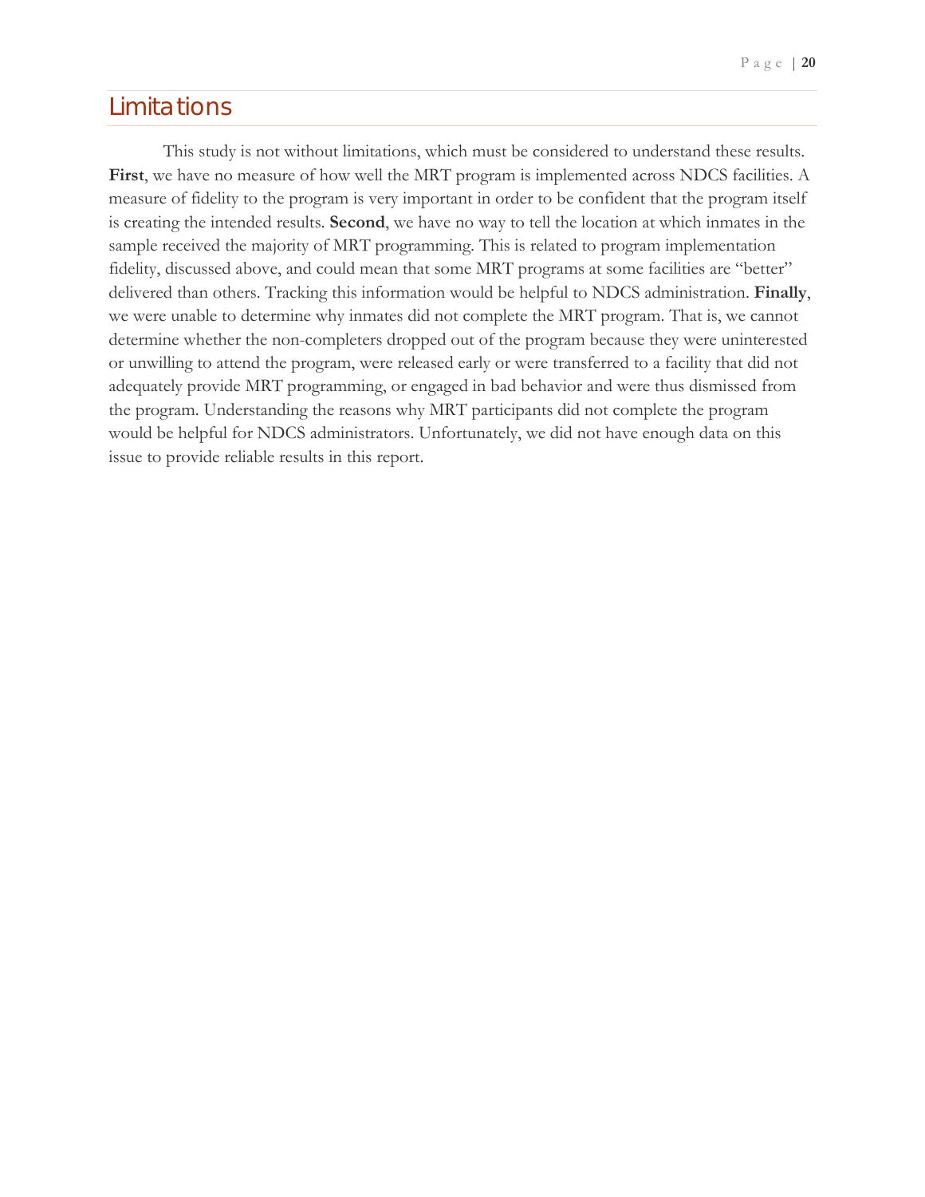# Limitations

This study is not without limitations, which must be considered to understand these results. **First**, we have no measure of how well the MRT program is implemented across NDCS facilities. A measure of fidelity to the program is very important in order to be confident that the program itself is creating the intended results. **Second**, we have no way to tell the location at which inmates in the sample received the majority of MRT programming. This is related to program implementation fidelity, discussed above, and could mean that some MRT programs at some facilities are "better" delivered than others. Tracking this information would be helpful to NDCS administration. **Finally**, we were unable to determine why inmates did not complete the MRT program. That is, we cannot determine whether the non-completers dropped out of the program because they were uninterested or unwilling to attend the program, were released early or were transferred to a facility that did not adequately provide MRT programming, or engaged in bad behavior and were thus dismissed from the program. Understanding the reasons why MRT participants did not complete the program would be helpful for NDCS administrators. Unfortunately, we did not have enough data on this issue to provide reliable results in this report.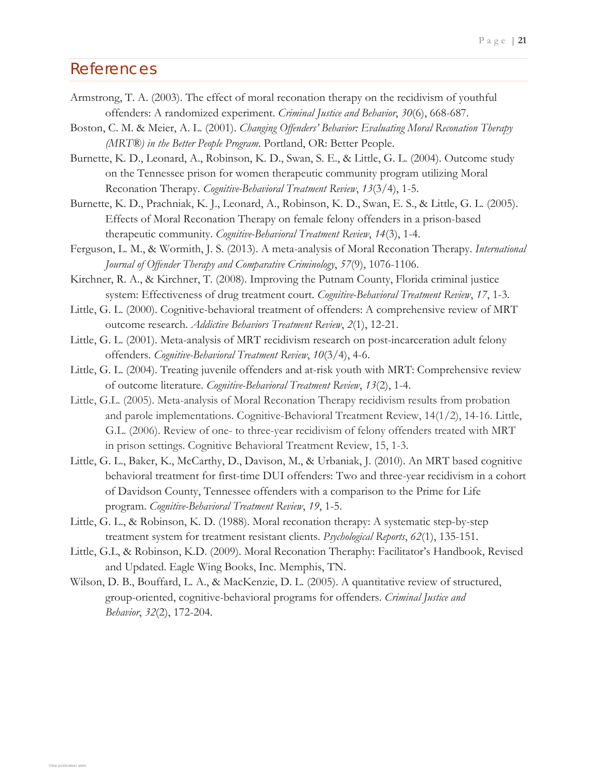## References

Armstrong, T. A. (2003). The effect of moral reconation therapy on the recidivism of youthful offenders: A randomized experiment. *Criminal Justice and Behavior*, *30*(6), 668-687.

Boston, C. M. & Meier, A. L. (2001). *Changing Offenders' Behavior: Evaluating Moral Reconation Therapy (MRT®) in the Better People Program*. Portland, OR: Better People.

Burnette, K. D., Leonard, A., Robinson, K. D., Swan, S. E., & Little, G. L. (2004). Outcome study on the Tennessee prison for women therapeutic community program utilizing Moral Reconation Therapy. *Cognitive-Behavioral Treatment Review*, *13*(3/4), 1-5.

Burnette, K. D., Prachniak, K. J., Leonard, A., Robinson, K. D., Swan, E. S., & Little, G. L. (2005). Effects of Moral Reconation Therapy on female felony offenders in a prison-based therapeutic community. *Cognitive-Behavioral Treatment Review*, *14*(3), 1-4.

Ferguson, L. M., & Wormith, J. S. (2013). A meta-analysis of Moral Reconation Therapy. *International Journal of Offender Therapy and Comparative Criminology*, *57*(9), 1076-1106.

Kirchner, R. A., & Kirchner, T. (2008). Improving the Putnam County, Florida criminal justice system: Effectiveness of drug treatment court. *Cognitive-Behavioral Treatment Review*, *17*, 1-3.

Little, G. L. (2000). Cognitive-behavioral treatment of offenders: A comprehensive review of MRT outcome research. *Addictive Behaviors Treatment Review*, *2*(1), 12-21.

Little, G. L. (2001). Meta-analysis of MRT recidivism research on post-incarceration adult felony offenders. *Cognitive-Behavioral Treatment Review*, *10*(3/4), 4-6.

Little, G. L. (2004). Treating juvenile offenders and at-risk youth with MRT: Comprehensive review of outcome literature. *Cognitive-Behavioral Treatment Review*, *13*(2), 1-4.

Little, G.L. (2005). Meta-analysis of Moral Reconation Therapy recidivism results from probation and parole implementations. Cognitive-Behavioral Treatment Review, 14(1/2), 14-16. Little, G.L. (2006). Review of one- to three-year recidivism of felony offenders treated with MRT in prison settings. Cognitive Behavioral Treatment Review, 15, 1-3.

Little, G. L., Baker, K., McCarthy, D., Davison, M., & Urbaniak, J. (2010). An MRT based cognitive behavioral treatment for first-time DUI offenders: Two and three-year recidivism in a cohort of Davidson County, Tennessee offenders with a comparison to the Prime for Life program. *Cognitive-Behavioral Treatment Review*, *19*, 1-5.

Little, G. L., & Robinson, K. D. (1988). Moral reconation therapy: A systematic step-by-step treatment system for treatment resistant clients. *Psychological Reports*, *62*(1), 135-151.

Little, G.L, & Robinson, K.D. (2009). Moral Reconation Theraphy: Facilitator's Handbook, Revised and Updated. Eagle Wing Books, Inc. Memphis, TN.

Wilson, D. B., Bouffard, L. A., & MacKenzie, D. L. (2005). A quantitative review of structured, group-oriented, cognitive-behavioral programs for offenders. *Criminal Justice and Behavior*, *32*(2), 172-204.